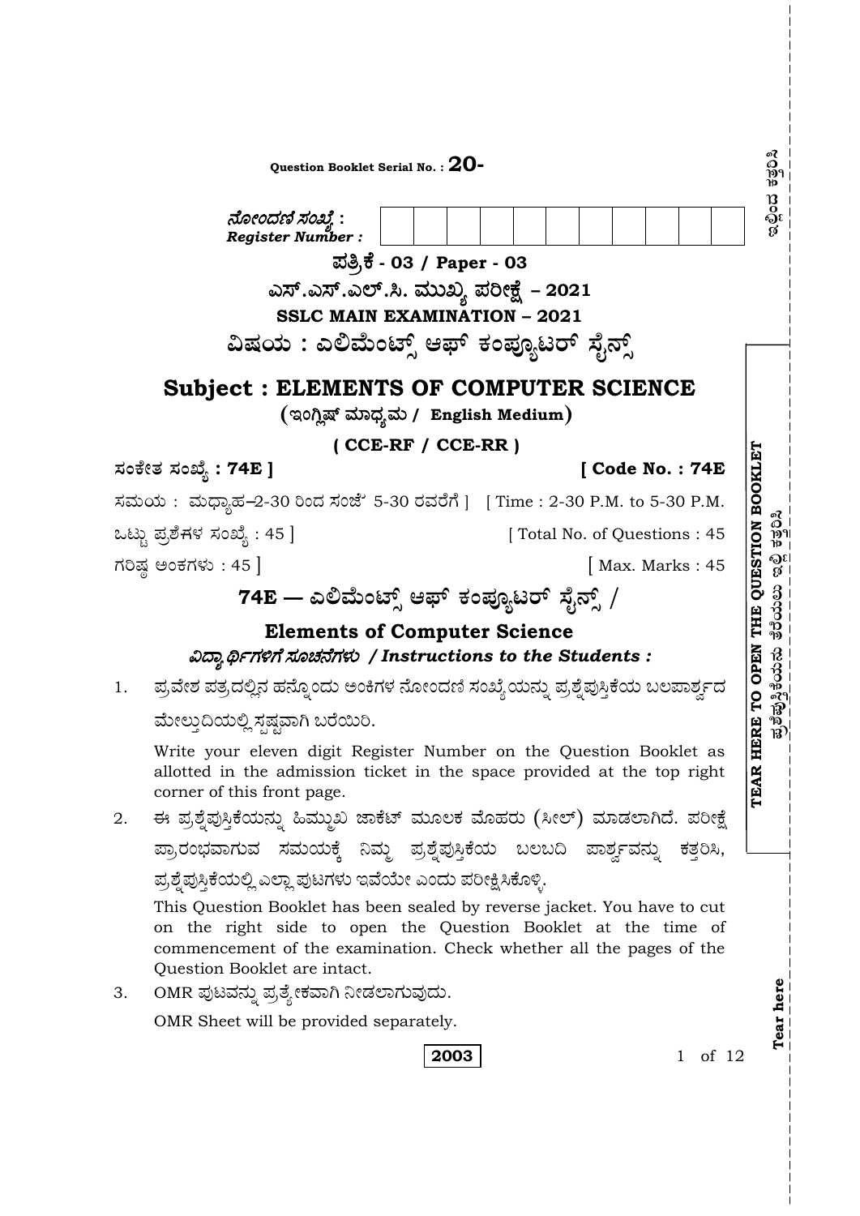Question Booklet Serial No. : **20-**

*ನೋಂದಣಿ ಸಂಖ್ಯೆ :*
*Register Number :*

| | | | | | | | | | | |
|---|---|---|---|---|---|---|---|---|---|---|
| | | | | | | | | | | |

**ಪತ್ರಿಕೆ - 03 / Paper - 03**

**ಎಸ್.ಎಸ್.ಎಲ್.ಸಿ. ಮುಖ್ಯ ಪರೀಕ್ಷೆ – 2021**

**SSLC MAIN EXAMINATION – 2021**

**ವಿಷಯ : ಎಲಿಮೆಂಟ್ಸ್ ಆಫ್ ಕಂಪ್ಯೂಟರ್ ಸೈನ್ಸ್**

# Subject : ELEMENTS OF COMPUTER SCIENCE

**(ಇಂಗ್ಲಿಷ್ ಮಾಧ್ಯಮ / English Medium)**

**( CCE-RF / CCE-RR )**

**ಸಂಕೇತ ಸಂಖ್ಯೆ : 74E ]** **[ Code No. : 74E**

ಸಮಯ : ಮಧ್ಯಾಹ್ನ–2-30 ರಿಂದ ಸಂಜೆ 5-30 ರವರೆಗೆ ] [ Time : 2-30 P.M. to 5-30 P.M.

ಒಟ್ಟು ಪ್ರಶ್ನೆಗಳ ಸಂಖ್ಯೆ : 45 ] [ Total No. of Questions : 45

ಗರಿಷ್ಠ ಅಂಕಗಳು : 45 ] [ Max. Marks : 45

## 74E — ಎಲಿಮೆಂಟ್ಸ್ ಆಫ್ ಕಂಪ್ಯೂಟರ್ ಸೈನ್ಸ್ /

## Elements of Computer Science

***ವಿದ್ಯಾರ್ಥಿಗಳಿಗೆ ಸೂಚನೆಗಳು / Instructions to the Students :***

1. ಪ್ರವೇಶ ಪತ್ರದಲ್ಲಿನ ಹನ್ನೊಂದು ಅಂಕಿಗಳ ನೋಂದಣಿ ಸಂಖ್ಯೆಯನ್ನು ಪ್ರಶ್ನೆಪುಸ್ತಿಕೆಯ ಬಲಪಾರ್ಶ್ವದ ಮೇಲ್ತುದಿಯಲ್ಲಿ ಸ್ಪಷ್ಟವಾಗಿ ಬರೆಯಿರಿ.

   Write your eleven digit Register Number on the Question Booklet as allotted in the admission ticket in the space provided at the top right corner of this front page.

2. ಈ ಪ್ರಶ್ನೆಪುಸ್ತಿಕೆಯನ್ನು ಹಿಮ್ಮುಖ ಜಾಕೆಟ್ ಮೂಲಕ ಮೊಹರು (ಸೀಲ್) ಮಾಡಲಾಗಿದೆ. ಪರೀಕ್ಷೆ ಪ್ರಾರಂಭವಾಗುವ ಸಮಯಕ್ಕೆ ನಿಮ್ಮ ಪ್ರಶ್ನೆಪುಸ್ತಿಕೆಯ ಬಲಬದಿ ಪಾರ್ಶ್ವವನ್ನು ಕತ್ತರಿಸಿ, ಪ್ರಶ್ನೆಪುಸ್ತಿಕೆಯಲ್ಲಿ ಎಲ್ಲಾ ಪುಟಗಳು ಇವೆಯೇ ಎಂದು ಪರೀಕ್ಷಿಸಿಕೊಳ್ಳಿ.

   This Question Booklet has been sealed by reverse jacket. You have to cut on the right side to open the Question Booklet at the time of commencement of the examination. Check whether all the pages of the Question Booklet are intact.

3. OMR ಪುಟವನ್ನು ಪ್ರತ್ಯೇಕವಾಗಿ ನೀಡಲಾಗುವುದು.

   OMR Sheet will be provided separately.

**2003**

TEAR HERE TO OPEN THE QUESTION BOOKLET

ಪ್ರಶ್ನೆಪುಸ್ತಿಕೆಯನ್ನು ತೆರೆಯಲು ಇಲ್ಲಿ ಕತ್ತರಿಸಿ

ಇಲ್ಲಿಂದ ಕತ್ತರಿಸಿ

Tear here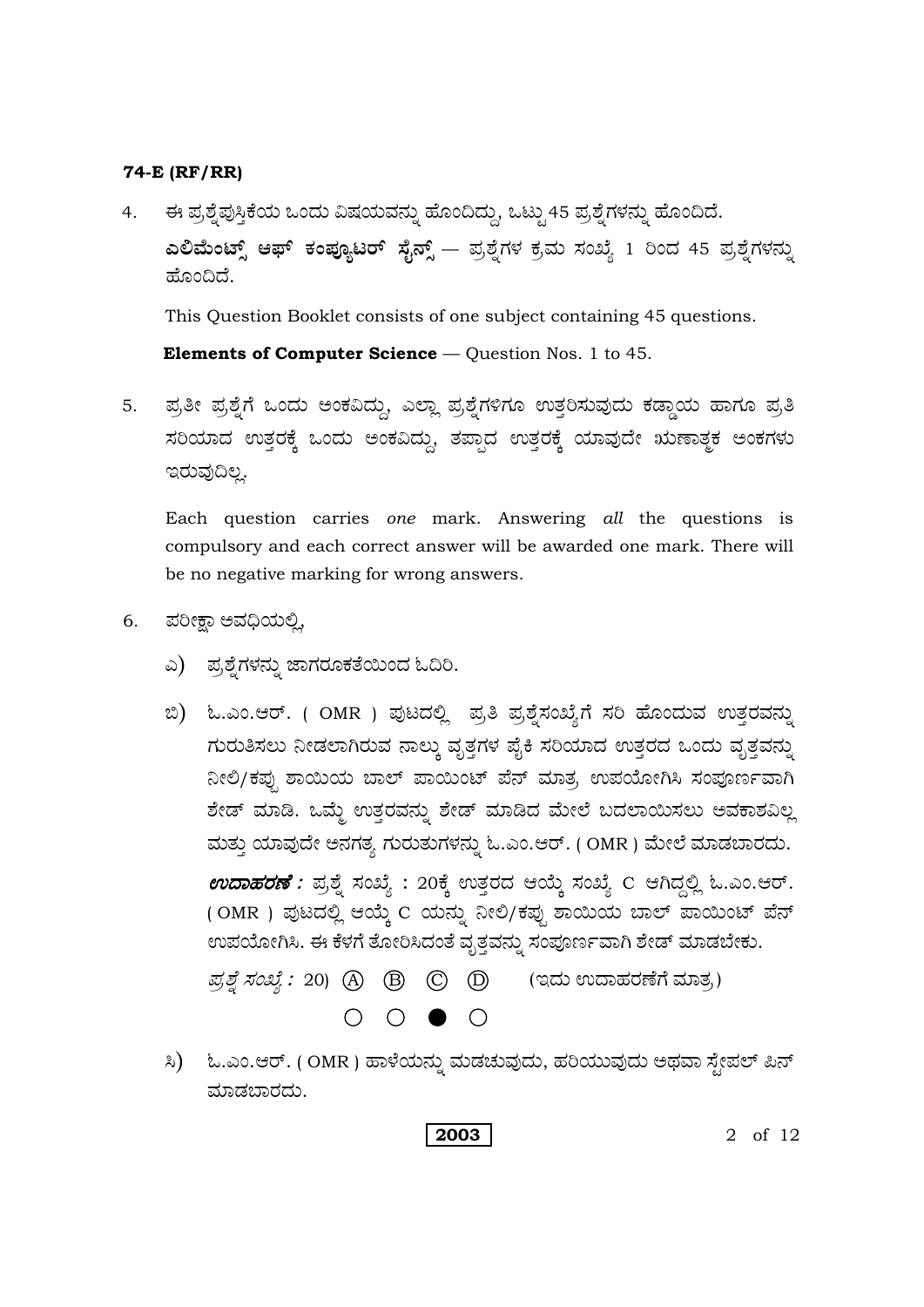**74-E (RF/RR)**

4. ಈ ಪ್ರಶ್ನೆಪುಸ್ತಿಕೆಯ ಒಂದು ವಿಷಯವನ್ನು ಹೊಂದಿದ್ದು, ಒಟ್ಟು 45 ಪ್ರಶ್ನೆಗಳನ್ನು ಹೊಂದಿದೆ.

   **ಎಲಿಮೆಂಟ್ಸ್ ಆಫ್ ಕಂಪ್ಯೂಟರ್ ಸೈನ್ಸ್** — ಪ್ರಶ್ನೆಗಳ ಕ್ರಮ ಸಂಖ್ಯೆ 1 ರಿಂದ 45 ಪ್ರಶ್ನೆಗಳನ್ನು ಹೊಂದಿದೆ.

   This Question Booklet consists of one subject containing 45 questions.

   **Elements of Computer Science** — Question Nos. 1 to 45.

5. ಪ್ರತೀ ಪ್ರಶ್ನೆಗೆ ಒಂದು ಅಂಕವಿದ್ದು, ಎಲ್ಲಾ ಪ್ರಶ್ನೆಗಳಿಗೂ ಉತ್ತರಿಸುವುದು ಕಡ್ಡಾಯ ಹಾಗೂ ಪ್ರತಿ ಸರಿಯಾದ ಉತ್ತರಕ್ಕೆ ಒಂದು ಅಂಕವಿದ್ದು, ತಪ್ಪಾದ ಉತ್ತರಕ್ಕೆ ಯಾವುದೇ ಋಣಾತ್ಮಕ ಅಂಕಗಳು ಇರುವುದಿಲ್ಲ.

   Each question carries *one* mark. Answering *all* the questions is compulsory and each correct answer will be awarded one mark. There will be no negative marking for wrong answers.

6. ಪರೀಕ್ಷಾ ಅವಧಿಯಲ್ಲಿ,

   ಎ) ಪ್ರಶ್ನೆಗಳನ್ನು ಜಾಗರೂಕತೆಯಿಂದ ಓದಿರಿ.

   ಬಿ) ಓ.ಎಂ.ಆರ್. ( OMR ) ಪುಟದಲ್ಲಿ ಪ್ರತಿ ಪ್ರಶ್ನೆಸಂಖ್ಯೆಗೆ ಸರಿ ಹೊಂದುವ ಉತ್ತರವನ್ನು ಗುರುತಿಸಲು ನೀಡಲಾಗಿರುವ ನಾಲ್ಕು ವೃತ್ತಗಳ ಪೈಕಿ ಸರಿಯಾದ ಉತ್ತರದ ಒಂದು ವೃತ್ತವನ್ನು ನೀಲಿ/ಕಪ್ಪು ಶಾಯಿಯ ಬಾಲ್ ಪಾಯಿಂಟ್ ಪೆನ್ ಮಾತ್ರ ಉಪಯೋಗಿಸಿ ಸಂಪೂರ್ಣವಾಗಿ ಶೇಡ್ ಮಾಡಿ. ಒಮ್ಮೆ ಉತ್ತರವನ್ನು ಶೇಡ್ ಮಾಡಿದ ಮೇಲೆ ಬದಲಾಯಿಸಲು ಅವಕಾಶವಿಲ್ಲ ಮತ್ತು ಯಾವುದೇ ಅನಗತ್ಯ ಗುರುತುಗಳನ್ನು ಓ.ಎಂ.ಆರ್. ( OMR ) ಮೇಲೆ ಮಾಡಬಾರದು.

   ***ಉದಾಹರಣೆ :*** ಪ್ರಶ್ನೆ ಸಂಖ್ಯೆ : 20ಕ್ಕೆ ಉತ್ತರದ ಆಯ್ಕೆ ಸಂಖ್ಯೆ C ಆಗಿದ್ದಲ್ಲಿ ಓ.ಎಂ.ಆರ್. ( OMR ) ಪುಟದಲ್ಲಿ ಆಯ್ಕೆ C ಯನ್ನು ನೀಲಿ/ಕಪ್ಪು ಶಾಯಿಯ ಬಾಲ್ ಪಾಯಿಂಟ್ ಪೆನ್ ಉಪಯೋಗಿಸಿ. ಈ ಕೆಳಗೆ ತೋರಿಸಿದಂತೆ ವೃತ್ತವನ್ನು ಸಂಪೂರ್ಣವಾಗಿ ಶೇಡ್ ಮಾಡಬೇಕು.

   *ಪ್ರಶ್ನೆ ಸಂಖ್ಯೆ :* 20) Ⓐ Ⓑ Ⓒ Ⓓ (ಇದು ಉದಾಹರಣೆಗೆ ಮಾತ್ರ)

   ○ ○ ● ○

   ಸಿ) ಓ.ಎಂ.ಆರ್. ( OMR ) ಹಾಳೆಯನ್ನು ಮಡಚುವುದು, ಹರಿಯುವುದು ಅಥವಾ ಸ್ಟೇಪಲ್ ಪಿನ್ ಮಾಡಬಾರದು.

**2003**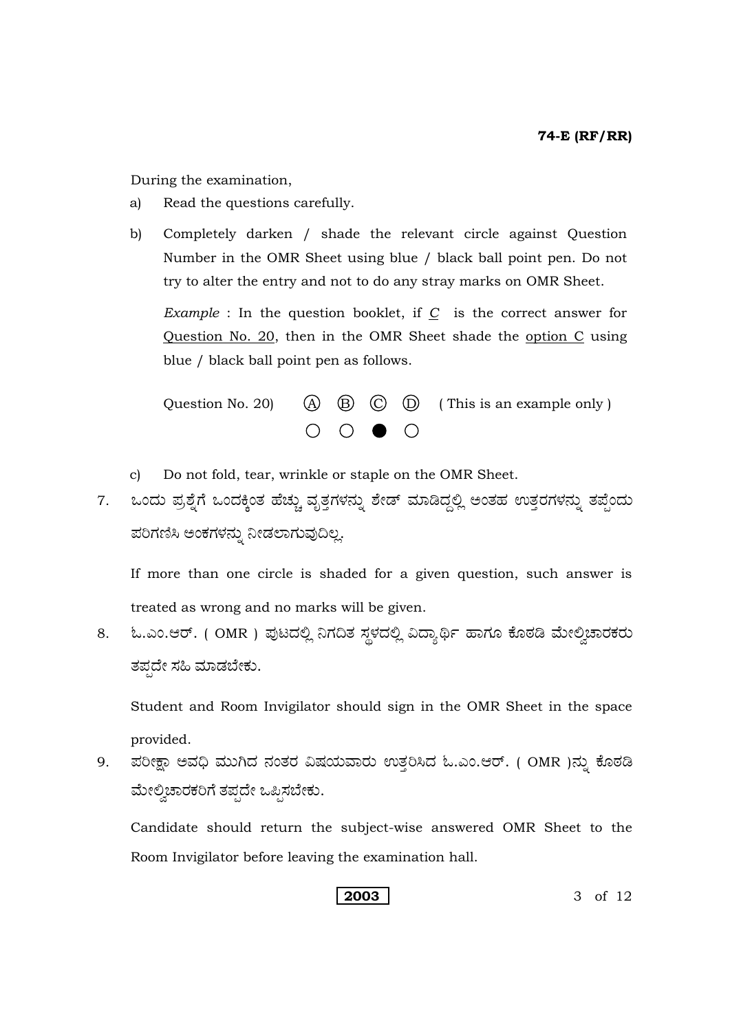During the examination,

a) Read the questions carefully.

b) Completely darken / shade the relevant circle against Question Number in the OMR Sheet using blue / black ball point pen. Do not try to alter the entry and not to do any stray marks on OMR Sheet.

   *Example* : In the question booklet, if C is the correct answer for Question No. 20, then in the OMR Sheet shade the option C using blue / black ball point pen as follows.

   Question No. 20) Ⓐ Ⓑ Ⓒ Ⓓ ( This is an example only )

   ○ ○ ● ○

c) Do not fold, tear, wrinkle or staple on the OMR Sheet.

7. ಒಂದು ಪ್ರಶ್ನೆಗೆ ಒಂದಕ್ಕಿಂತ ಹೆಚ್ಚು ವೃತ್ತಗಳನ್ನು ಶೇಡ್ ಮಾಡಿದ್ದಲ್ಲಿ ಅಂತಹ ಉತ್ತರಗಳನ್ನು ತಪ್ಪೆಂದು ಪರಿಗಣಿಸಿ ಅಂಕಗಳನ್ನು ನೀಡಲಾಗುವುದಿಲ್ಲ.

   If more than one circle is shaded for a given question, such answer is treated as wrong and no marks will be given.

8. ಓ.ಎಂ.ಆರ್. ( OMR ) ಪುಟದಲ್ಲಿ ನಿಗದಿತ ಸ್ಥಳದಲ್ಲಿ ವಿದ್ಯಾರ್ಥಿ ಹಾಗೂ ಕೊಠಡಿ ಮೇಲ್ವಿಚಾರಕರು ತಪ್ಪದೇ ಸಹಿ ಮಾಡಬೇಕು.

   Student and Room Invigilator should sign in the OMR Sheet in the space provided.

9. ಪರೀಕ್ಷಾ ಅವಧಿ ಮುಗಿದ ನಂತರ ವಿಷಯವಾರು ಉತ್ತರಿಸಿದ ಓ.ಎಂ.ಆರ್. ( OMR )ನ್ನು ಕೊಠಡಿ ಮೇಲ್ವಿಚಾರಕರಿಗೆ ತಪ್ಪದೇ ಒಪ್ಪಿಸಬೇಕು.

   Candidate should return the subject-wise answered OMR Sheet to the Room Invigilator before leaving the examination hall.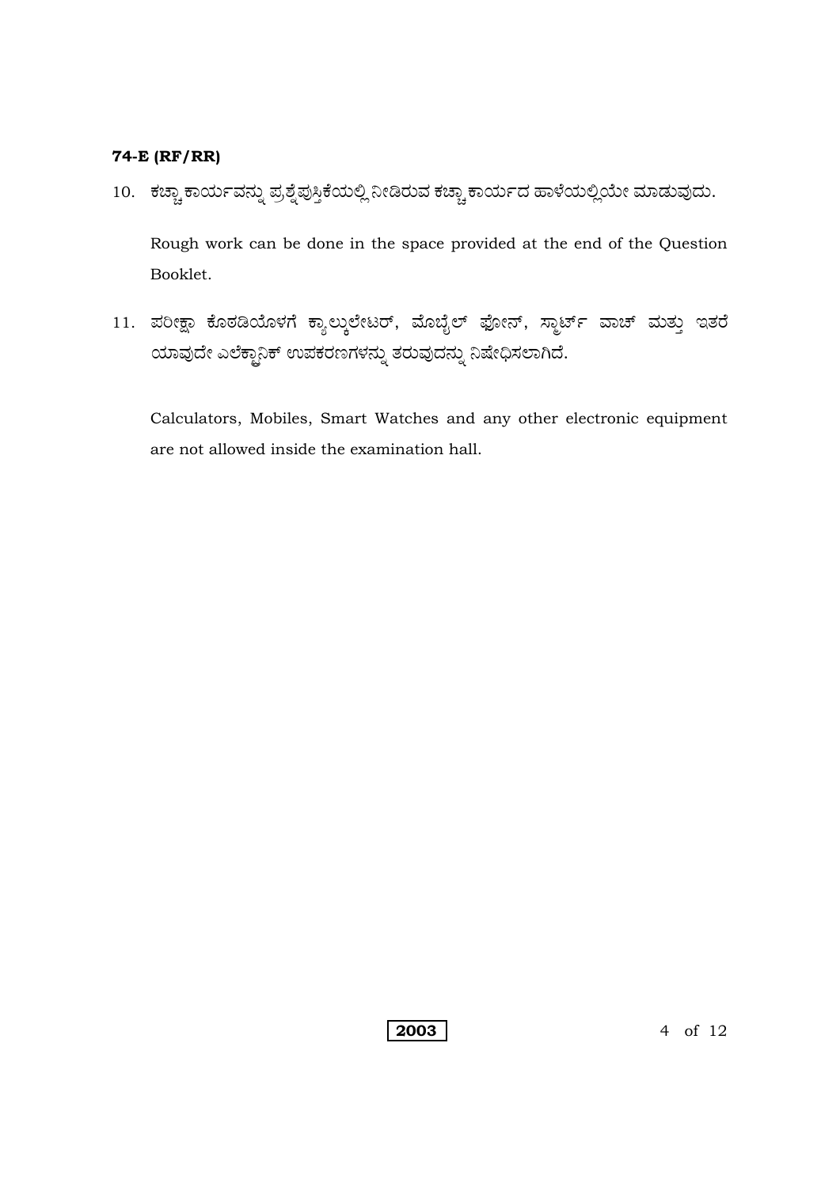10. ಕಚ್ಚಾ ಕಾರ್ಯವನ್ನು ಪ್ರಶ್ನೆಪುಸ್ತಿಕೆಯಲ್ಲಿ ನೀಡಿರುವ ಕಚ್ಚಾ ಕಾರ್ಯದ ಹಾಳೆಯಲ್ಲಿಯೇ ಮಾಡುವುದು.

    Rough work can be done in the space provided at the end of the Question Booklet.

11. ಪರೀಕ್ಷಾ ಕೊಠಡಿಯೊಳಗೆ ಕ್ಯಾಲ್ಕುಲೇಟರ್, ಮೊಬೈಲ್ ಫೋನ್, ಸ್ಮಾರ್ಟ್ ವಾಚ್ ಮತ್ತು ಇತರೆ ಯಾವುದೇ ಎಲೆಕ್ಟ್ರಾನಿಕ್ ಉಪಕರಣಗಳನ್ನು ತರುವುದನ್ನು ನಿಷೇಧಿಸಲಾಗಿದೆ.

    Calculators, Mobiles, Smart Watches and any other electronic equipment are not allowed inside the examination hall.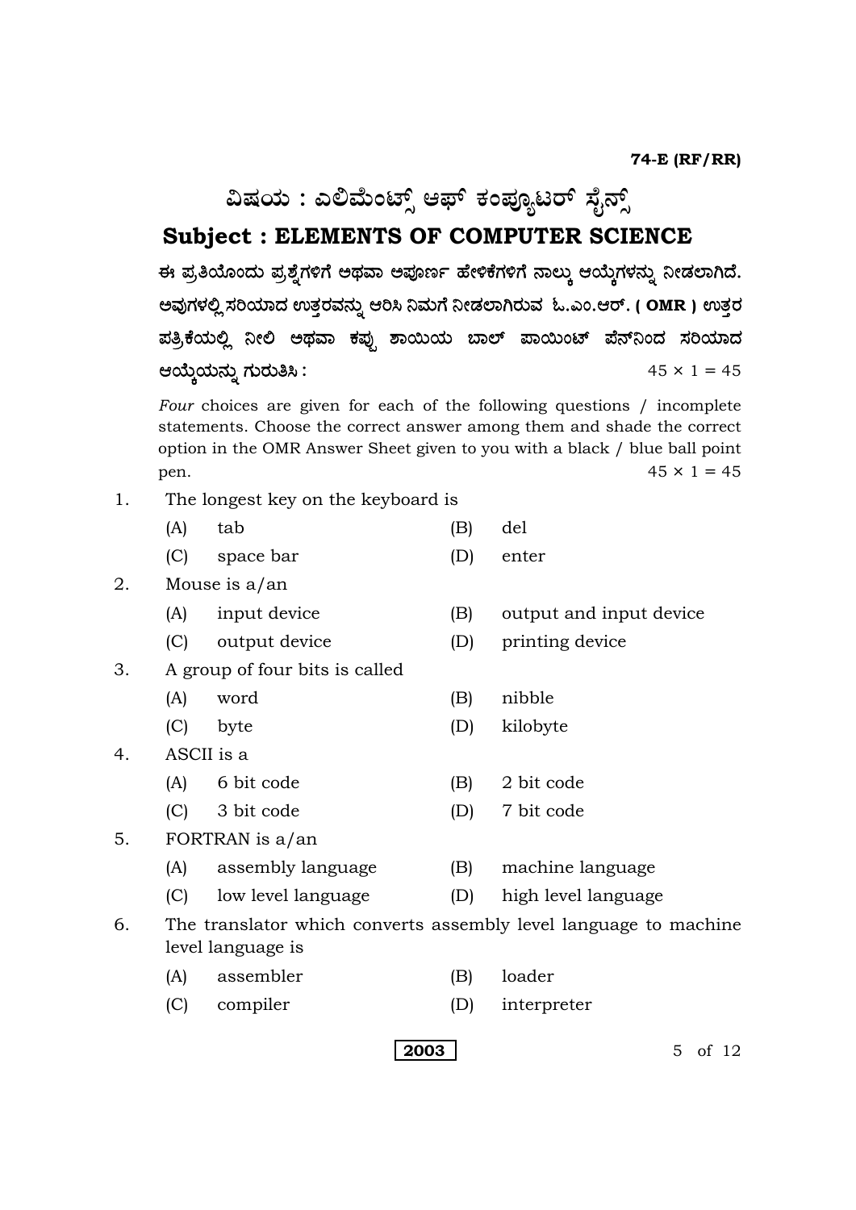**74-E (RF/RR)**

# ವಿಷಯ : ಎಲಿಮೆಂಟ್ಸ್ ಆಫ್ ಕಂಪ್ಯೂಟರ್ ಸೈನ್ಸ್

# Subject : ELEMENTS OF COMPUTER SCIENCE

**ಈ ಪ್ರತಿಯೊಂದು ಪ್ರಶ್ನೆಗಳಿಗೆ ಅಥವಾ ಅಪೂರ್ಣ ಹೇಳಿಕೆಗಳಿಗೆ ನಾಲ್ಕು ಆಯ್ಕೆಗಳನ್ನು ನೀಡಲಾಗಿದೆ. ಅವುಗಳಲ್ಲಿ ಸರಿಯಾದ ಉತ್ತರವನ್ನು ಆರಿಸಿ ನಿಮಗೆ ನೀಡಲಾಗಿರುವ ಓ.ಎಂ.ಆರ್. ( OMR ) ಉತ್ತರ ಪತ್ರಿಕೆಯಲ್ಲಿ ನೀಲಿ ಅಥವಾ ಕಪ್ಪು ಶಾಯಿಯ ಬಾಲ್ ಪಾಯಿಂಟ್ ಪೆನ್‌ನಿಂದ ಸರಿಯಾದ ಆಯ್ಕೆಯನ್ನು ಗುರುತಿಸಿ :** $45 \times 1 = 45$

*Four* choices are given for each of the following questions / incomplete statements. Choose the correct answer among them and shade the correct option in the OMR Answer Sheet given to you with a black / blue ball point pen. $45 \times 1 = 45$

1. The longest key on the keyboard is
   - (A) tab
   - (B) del
   - (C) space bar
   - (D) enter

2. Mouse is a/an
   - (A) input device
   - (B) output and input device
   - (C) output device
   - (D) printing device

3. A group of four bits is called
   - (A) word
   - (B) nibble
   - (C) byte
   - (D) kilobyte

4. ASCII is a
   - (A) 6 bit code
   - (B) 2 bit code
   - (C) 3 bit code
   - (D) 7 bit code

5. FORTRAN is a/an
   - (A) assembly language
   - (B) machine language
   - (C) low level language
   - (D) high level language

6. The translator which converts assembly level language to machine level language is
   - (A) assembler
   - (B) loader
   - (C) compiler
   - (D) interpreter

**2003**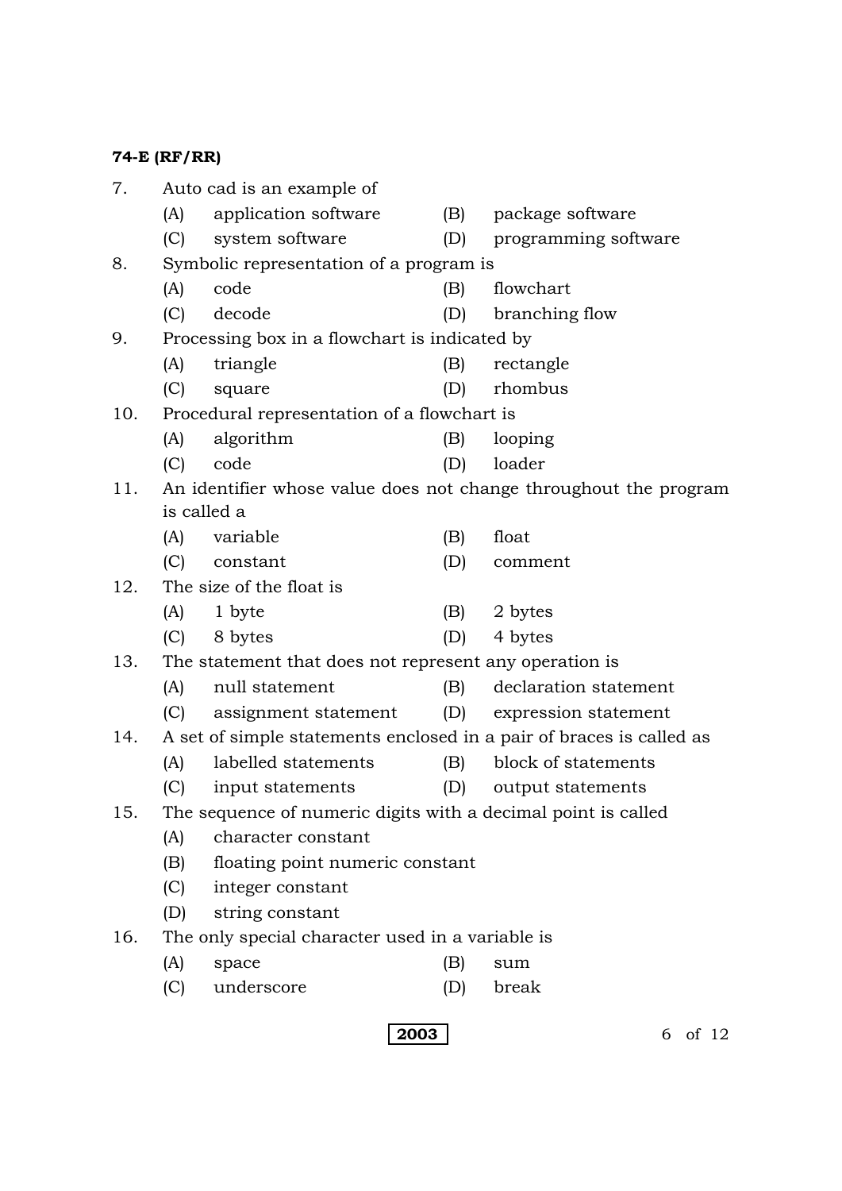7. Auto cad is an example of

   (A) application software (B) package software

   (C) system software (D) programming software

8. Symbolic representation of a program is

   (A) code (B) flowchart

   (C) decode (D) branching flow

9. Processing box in a flowchart is indicated by

   (A) triangle (B) rectangle

   (C) square (D) rhombus

10. Procedural representation of a flowchart is

    (A) algorithm (B) looping

    (C) code (D) loader

11. An identifier whose value does not change throughout the program is called a

    (A) variable (B) float

    (C) constant (D) comment

12. The size of the float is

    (A) 1 byte (B) 2 bytes

    (C) 8 bytes (D) 4 bytes

13. The statement that does not represent any operation is

    (A) null statement (B) declaration statement

    (C) assignment statement (D) expression statement

14. A set of simple statements enclosed in a pair of braces is called as

    (A) labelled statements (B) block of statements

    (C) input statements (D) output statements

15. The sequence of numeric digits with a decimal point is called

    (A) character constant

    (B) floating point numeric constant

    (C) integer constant

    (D) string constant

16. The only special character used in a variable is

    (A) space (B) sum

    (C) underscore (D) break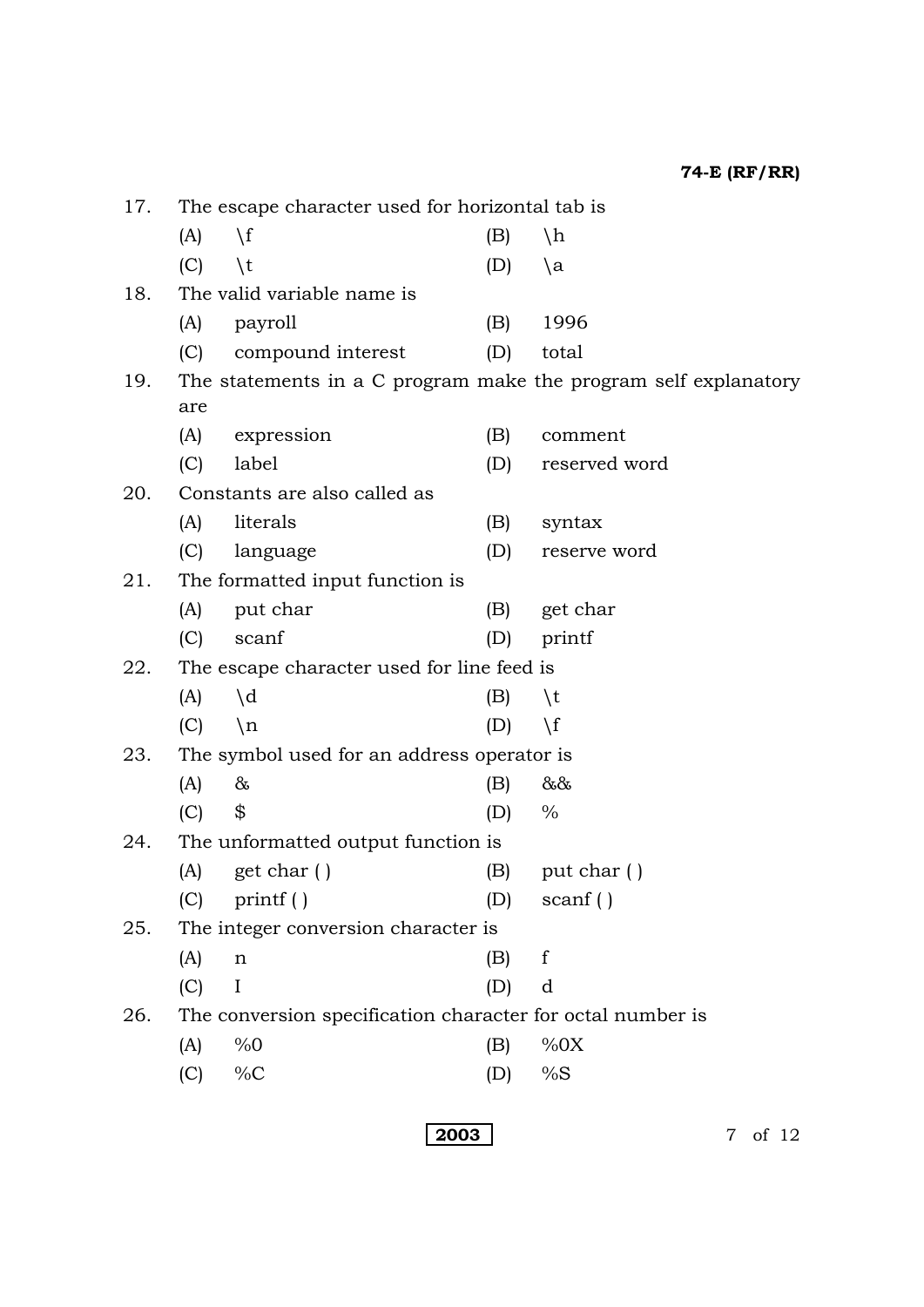17. The escape character used for horizontal tab is

    (A) \f (B) \h

    (C) \t (D) \a

18. The valid variable name is

    (A) payroll (B) 1996

    (C) compound interest (D) total

19. The statements in a C program make the program self explanatory are

    (A) expression (B) comment

    (C) label (D) reserved word

20. Constants are also called as

    (A) literals (B) syntax

    (C) language (D) reserve word

21. The formatted input function is

    (A) put char (B) get char

    (C) scanf (D) printf

22. The escape character used for line feed is

    (A) \d (B) \t

    (C) \n (D) \f

23. The symbol used for an address operator is

    (A) & (B) &&

    (C) $ (D) %

24. The unformatted output function is

    (A) get char ( ) (B) put char ( )

    (C) printf ( ) (D) scanf ( )

25. The integer conversion character is

    (A) n (B) f

    (C) I (D) d

26. The conversion specification character for octal number is

    (A) %0 (B) %0X

    (C) %C (D) %S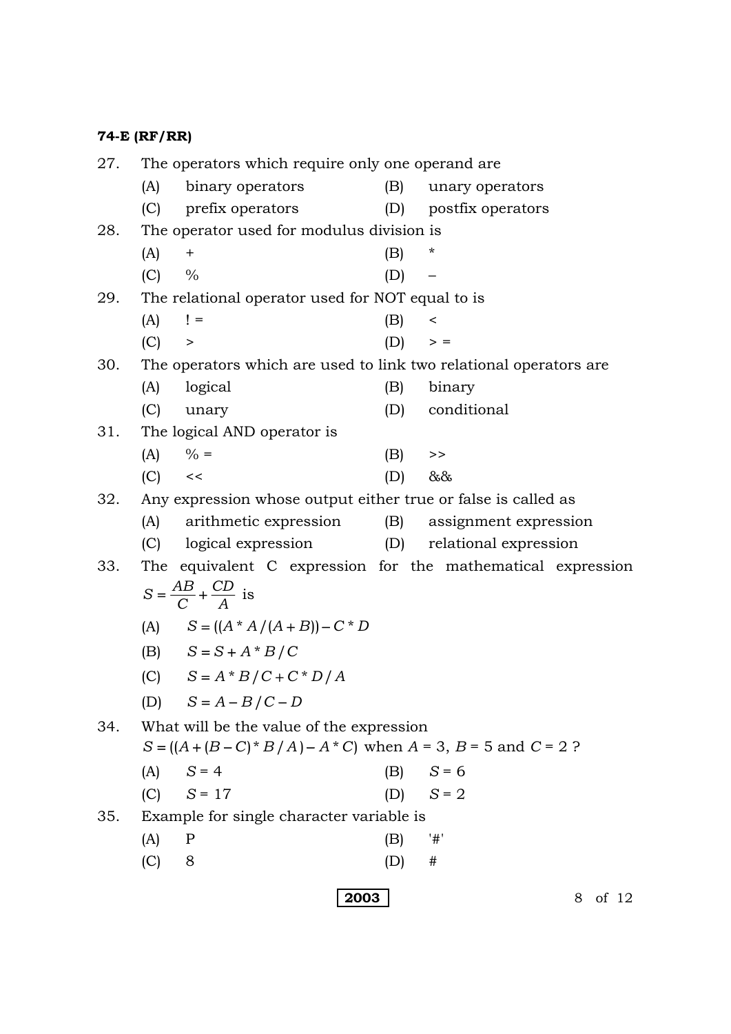27. The operators which require only one operand are

    (A) binary operators
    (B) unary operators
    (C) prefix operators
    (D) postfix operators

28. The operator used for modulus division is

    (A) +
    (B) *
    (C) %
    (D) –

29. The relational operator used for NOT equal to is

    (A) ! =
    (B) <
    (C) >
    (D) > =

30. The operators which are used to link two relational operators are

    (A) logical
    (B) binary
    (C) unary
    (D) conditional

31. The logical AND operator is

    (A) % =
    (B) >>
    (C) <<
    (D) &&

32. Any expression whose output either true or false is called as

    (A) arithmetic expression
    (B) assignment expression
    (C) logical expression
    (D) relational expression

33. The equivalent C expression for the mathematical expression $S = \frac{AB}{C} + \frac{CD}{A}$ is

    (A) $S = ((A * A / (A + B)) - C * D$
    (B) $S = S + A * B / C$
    (C) $S = A * B / C + C * D / A$
    (D) $S = A - B / C - D$

34. What will be the value of the expression $S = ((A + (B - C) * B / A) - A * C)$ when $A = 3$, $B = 5$ and $C = 2$ ?

    (A) $S = 4$
    (B) $S = 6$
    (C) $S = 17$
    (D) $S = 2$

35. Example for single character variable is

    (A) P
    (B) '#'
    (C) 8
    (D) #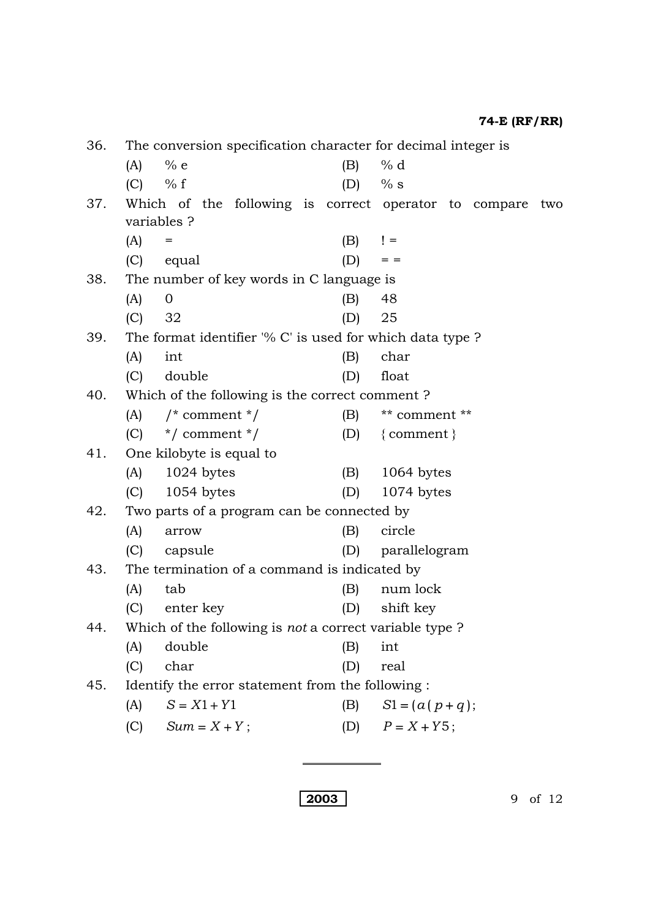36. The conversion specification character for decimal integer is

(A) % e  (B) % d

(C) % f  (D) % s

37. Which of the following is correct operator to compare two variables ?

(A) =  (B) ! =

(C) equal  (D) = =

38. The number of key words in C language is

(A) 0  (B) 48

(C) 32  (D) 25

39. The format identifier '% C' is used for which data type ?

(A) int  (B) char

(C) double  (D) float

40. Which of the following is the correct comment ?

(A) /* comment */  (B) ** comment **

(C) */ comment */  (D) { comment }

41. One kilobyte is equal to

(A) 1024 bytes  (B) 1064 bytes

(C) 1054 bytes  (D) 1074 bytes

42. Two parts of a program can be connected by

(A) arrow  (B) circle

(C) capsule  (D) parallelogram

43. The termination of a command is indicated by

(A) tab  (B) num lock

(C) enter key  (D) shift key

44. Which of the following is *not* a correct variable type ?

(A) double  (B) int

(C) char  (D) real

45. Identify the error statement from the following :

(A) $S = X1 + Y1$  (B) $S1 = (a(p+q);$

(C) $Sum = X + Y;$  (D) $P = X + Y5;$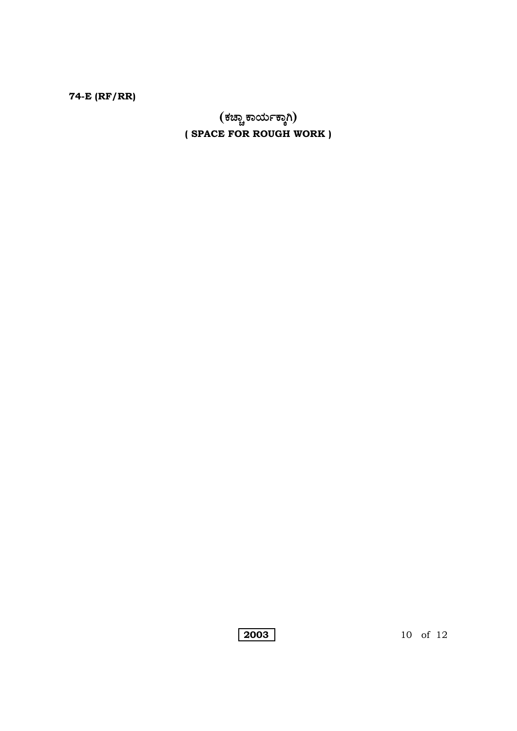(ಕಚ್ಚಾ ಕಾರ್ಯಕ್ಕಾಗಿ)

( SPACE FOR ROUGH WORK )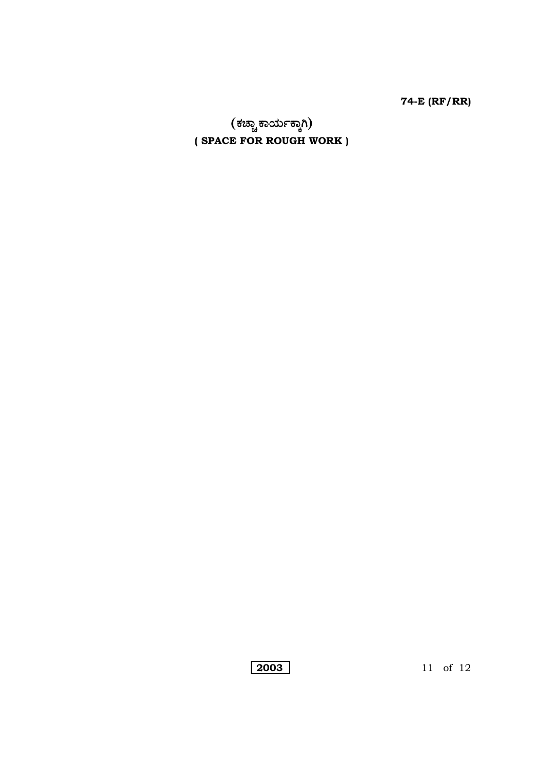(ಕಚ್ಚಾ ಕಾರ್ಯಕ್ಕಾಗಿ)

**( SPACE FOR ROUGH WORK )**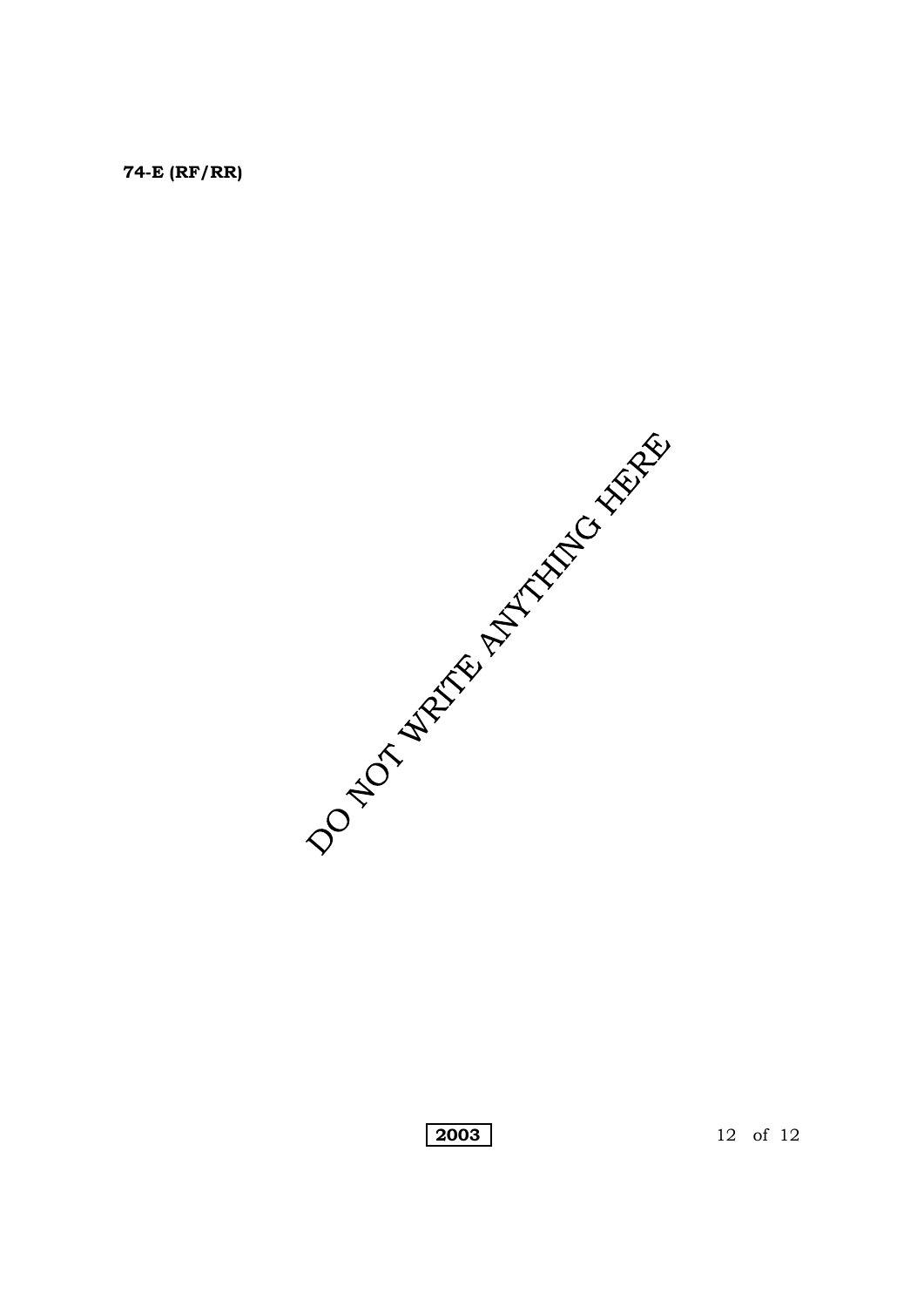DO NOT WRITE ANYTHING HERE